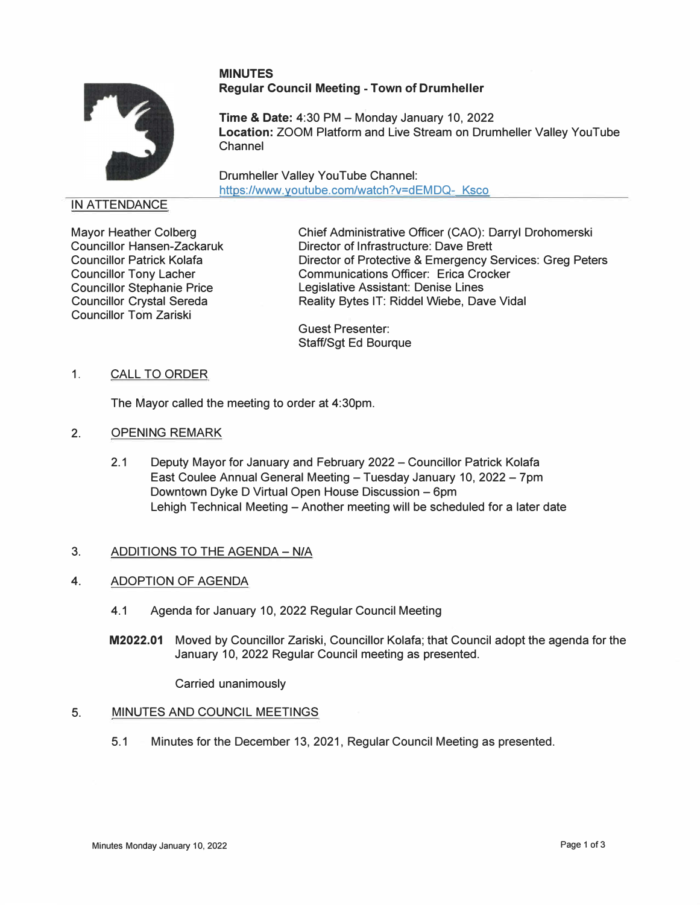**MINUTES**
**Regular Council Meeting - Town of Drumheller**

**Time & Date:** 4:30 PM – Monday January 10, 2022
**Location:** ZOOM Platform and Live Stream on Drumheller Valley YouTube Channel

Drumheller Valley YouTube Channel:
https://www.youtube.com/watch?v=dEMDQ-_Ksco

## IN ATTENDANCE

Mayor Heather Colberg
Councillor Hansen-Zackaruk
Councillor Patrick Kolafa
Councillor Tony Lacher
Councillor Stephanie Price
Councillor Crystal Sereda
Councillor Tom Zariski

Chief Administrative Officer (CAO): Darryl Drohomerski
Director of Infrastructure: Dave Brett
Director of Protective & Emergency Services: Greg Peters
Communications Officer: Erica Crocker
Legislative Assistant: Denise Lines
Reality Bytes IT: Riddel Wiebe, Dave Vidal

Guest Presenter:
Staff/Sgt Ed Bourque

## 1. CALL TO ORDER

The Mayor called the meeting to order at 4:30pm.

## 2. OPENING REMARK

2.1 Deputy Mayor for January and February 2022 – Councillor Patrick Kolafa
East Coulee Annual General Meeting – Tuesday January 10, 2022 – 7pm
Downtown Dyke D Virtual Open House Discussion – 6pm
Lehigh Technical Meeting – Another meeting will be scheduled for a later date

## 3. ADDITIONS TO THE AGENDA – N/A

## 4. ADOPTION OF AGENDA

4.1 Agenda for January 10, 2022 Regular Council Meeting

**M2022.01** Moved by Councillor Zariski, Councillor Kolafa; that Council adopt the agenda for the January 10, 2022 Regular Council meeting as presented.

Carried unanimously

## 5. MINUTES AND COUNCIL MEETINGS

5.1 Minutes for the December 13, 2021, Regular Council Meeting as presented.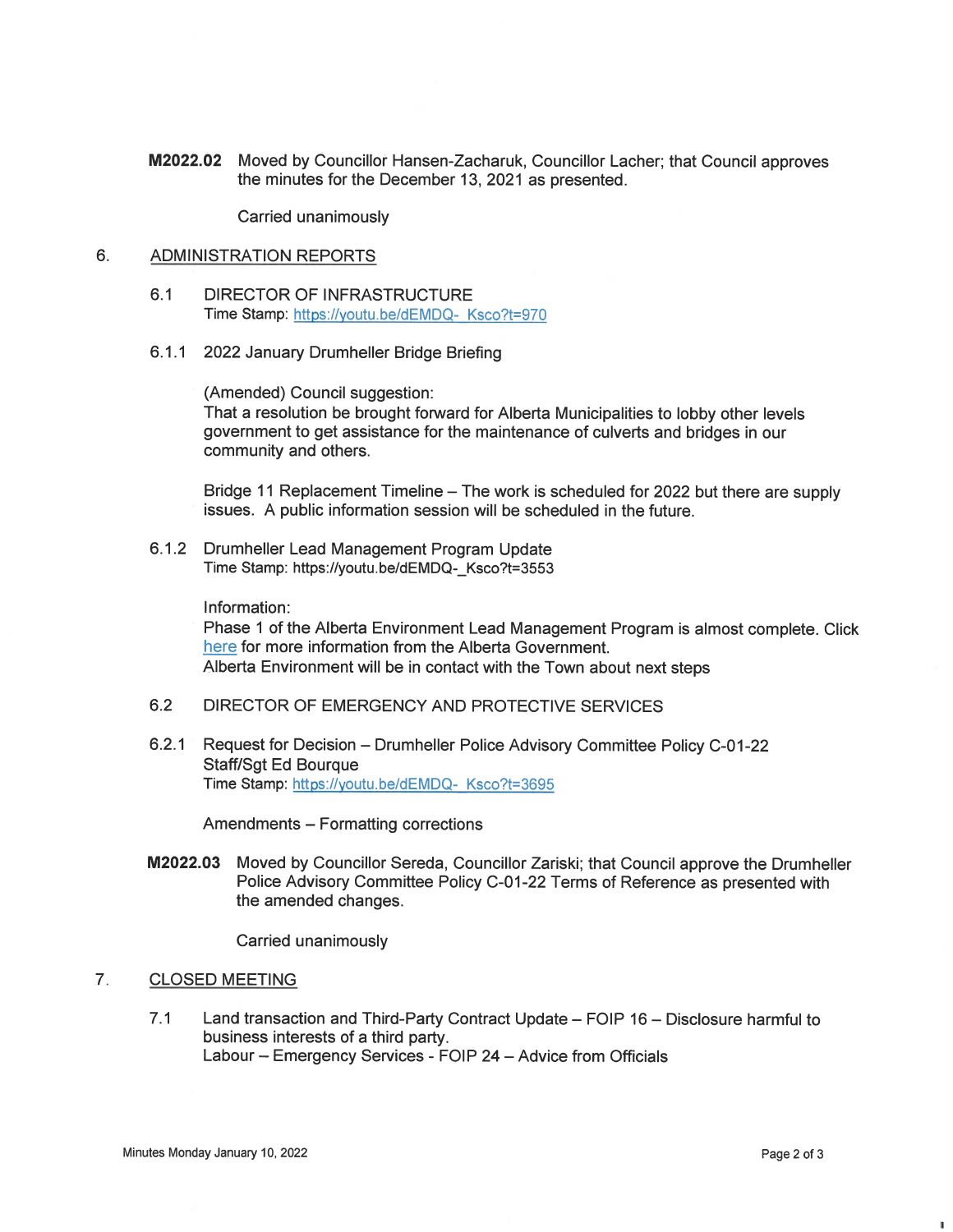**M2022.02** Moved by Councillor Hansen-Zacharuk, Councillor Lacher; that Council approves the minutes for the December 13, 2021 as presented.

Carried unanimously

## 6. ADMINISTRATION REPORTS

### 6.1 DIRECTOR OF INFRASTRUCTURE

Time Stamp: https://youtu.be/dEMDQ-_Ksco?t=970

#### 6.1.1 2022 January Drumheller Bridge Briefing

(Amended) Council suggestion:
That a resolution be brought forward for Alberta Municipalities to lobby other levels government to get assistance for the maintenance of culverts and bridges in our community and others.

Bridge 11 Replacement Timeline – The work is scheduled for 2022 but there are supply issues. A public information session will be scheduled in the future.

#### 6.1.2 Drumheller Lead Management Program Update

Time Stamp: https://youtu.be/dEMDQ-_Ksco?t=3553

Information:
Phase 1 of the Alberta Environment Lead Management Program is almost complete. Click here for more information from the Alberta Government.
Alberta Environment will be in contact with the Town about next steps

### 6.2 DIRECTOR OF EMERGENCY AND PROTECTIVE SERVICES

#### 6.2.1 Request for Decision – Drumheller Police Advisory Committee Policy C-01-22

Staff/Sgt Ed Bourque
Time Stamp: https://youtu.be/dEMDQ-_Ksco?t=3695

Amendments – Formatting corrections

**M2022.03** Moved by Councillor Sereda, Councillor Zariski; that Council approve the Drumheller Police Advisory Committee Policy C-01-22 Terms of Reference as presented with the amended changes.

Carried unanimously

## 7. CLOSED MEETING

7.1 Land transaction and Third-Party Contract Update – FOIP 16 – Disclosure harmful to business interests of a third party.
Labour – Emergency Services - FOIP 24 – Advice from Officials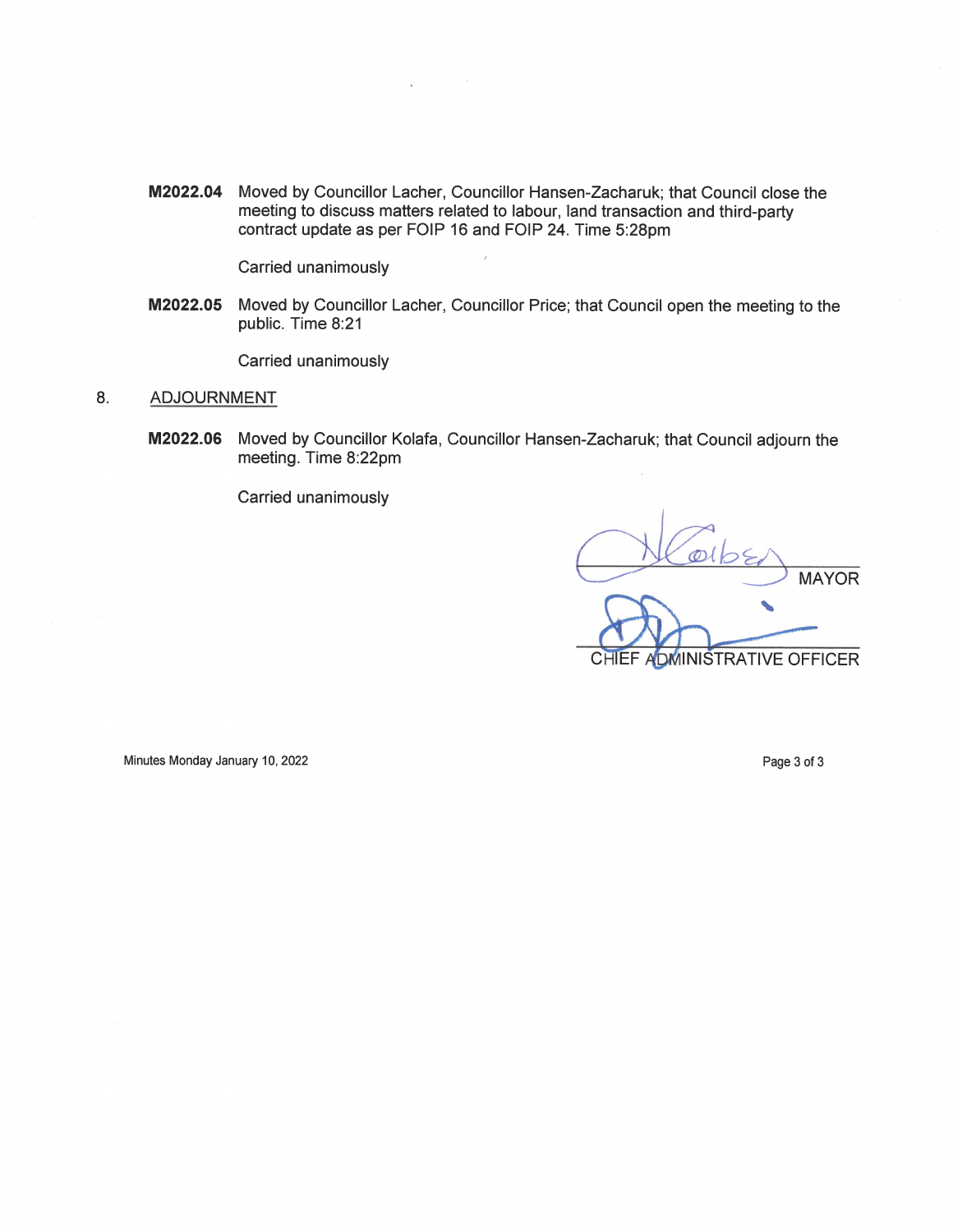**M2022.04** Moved by Councillor Lacher, Councillor Hansen-Zacharuk; that Council close the meeting to discuss matters related to labour, land transaction and third-party contract update as per FOIP 16 and FOIP 24. Time 5:28pm

Carried unanimously

**M2022.05** Moved by Councillor Lacher, Councillor Price; that Council open the meeting to the public. Time 8:21

Carried unanimously

8. ADJOURNMENT

**M2022.06** Moved by Councillor Kolafa, Councillor Hansen-Zacharuk; that Council adjourn the meeting. Time 8:22pm

Carried unanimously

MAYOR

CHIEF ADMINISTRATIVE OFFICER

Minutes Monday January 10, 2022